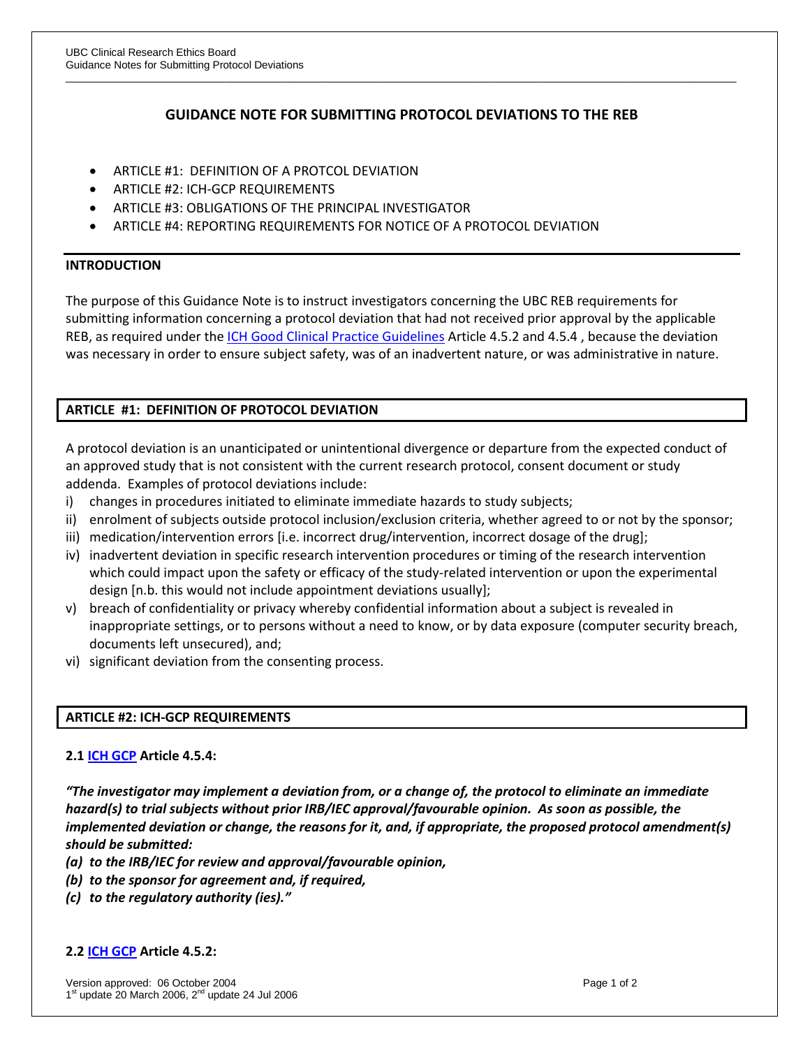# GUIDANCE NOTE FOR SUBMITTING PROTOCOL DEVIATIONS TO THE REB

- ARTICLE #1: DEFINITION OF A PROTCOL DEVIATION
- ARTICLE #2: ICH-GCP REQUIREMENTS
- ARTICLE #3: OBLIGATIONS OF THE PRINCIPAL INVESTIGATOR
- ARTICLE #4: REPORTING REQUIREMENTS FOR NOTICE OF A PROTOCOL DEVIATION

## INTRODUCTION

The purpose of this Guidance Note is to instruct investigators concerning the UBC REB requirements for submitting information concerning a protocol deviation that had not received prior approval by the applicable REB, as required under the ICH Good Clinical Practice Guidelines Article 4.5.2 and 4.5.4 , because the deviation was necessary in order to ensure subject safety, was of an inadvertent nature, or was administrative in nature.

## ARTICLE #1: DEFINITION OF PROTOCOL DEVIATION

A protocol deviation is an unanticipated or unintentional divergence or departure from the expected conduct of an approved study that is not consistent with the current research protocol, consent document or study addenda. Examples of protocol deviations include:

i) changes in procedures initiated to eliminate immediate hazards to study subjects;
ii) enrolment of subjects outside protocol inclusion/exclusion criteria, whether agreed to or not by the sponsor;
iii) medication/intervention errors [i.e. incorrect drug/intervention, incorrect dosage of the drug];
iv) inadvertent deviation in specific research intervention procedures or timing of the research intervention which could impact upon the safety or efficacy of the study-related intervention or upon the experimental design [n.b. this would not include appointment deviations usually];
v) breach of confidentiality or privacy whereby confidential information about a subject is revealed in inappropriate settings, or to persons without a need to know, or by data exposure (computer security breach, documents left unsecured), and;
vi) significant deviation from the consenting process.

## ARTICLE #2: ICH-GCP REQUIREMENTS

### 2.1 ICH GCP Article 4.5.4:

***"The investigator may implement a deviation from, or a change of, the protocol to eliminate an immediate hazard(s) to trial subjects without prior IRB/IEC approval/favourable opinion. As soon as possible, the implemented deviation or change, the reasons for it, and, if appropriate, the proposed protocol amendment(s) should be submitted:***

***(a) to the IRB/IEC for review and approval/favourable opinion,***
***(b) to the sponsor for agreement and, if required,***
***(c) to the regulatory authority (ies)."***

### 2.2 ICH GCP Article 4.5.2: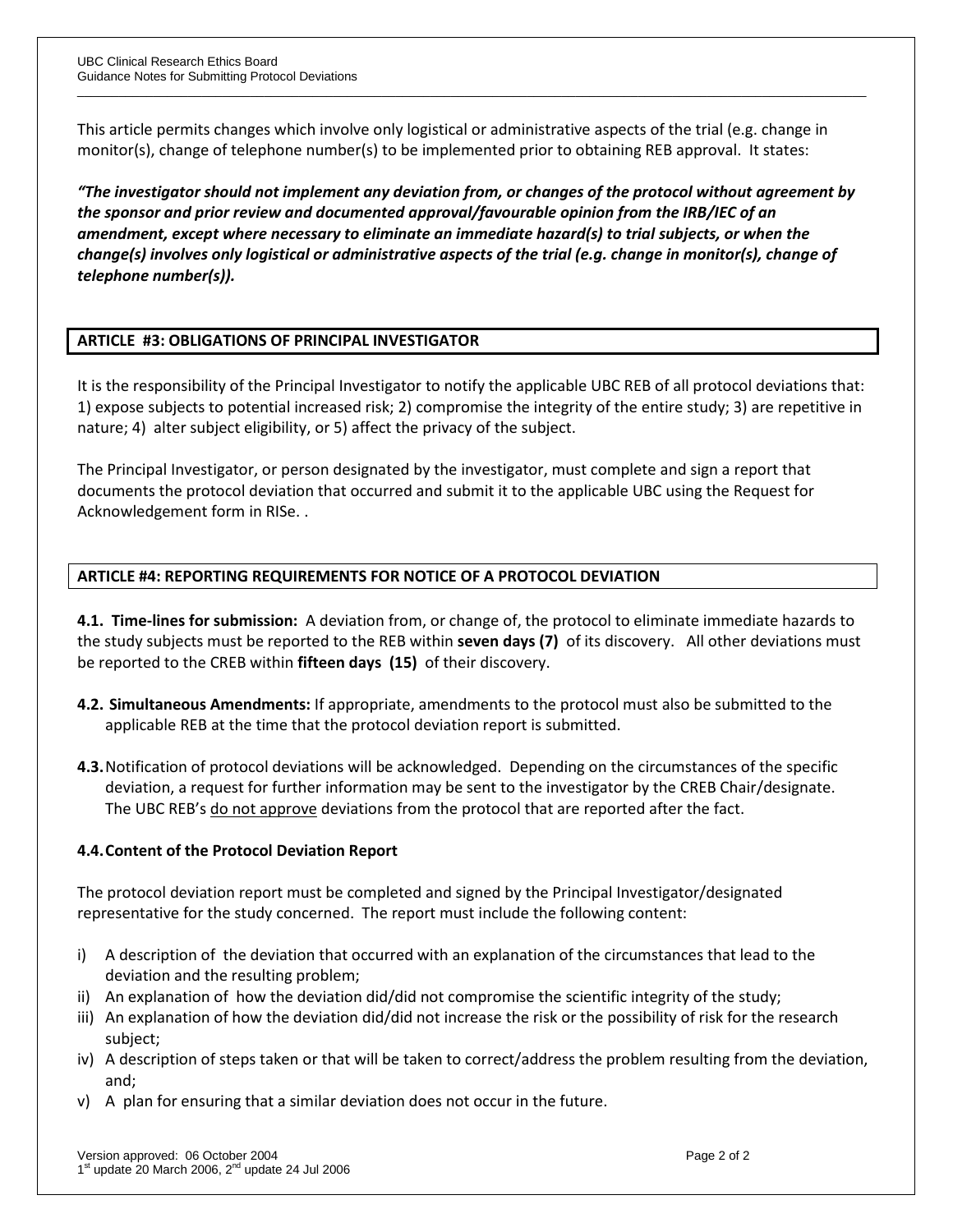This article permits changes which involve only logistical or administrative aspects of the trial (e.g. change in monitor(s), change of telephone number(s) to be implemented prior to obtaining REB approval. It states:

***"The investigator should not implement any deviation from, or changes of the protocol without agreement by the sponsor and prior review and documented approval/favourable opinion from the IRB/IEC of an amendment, except where necessary to eliminate an immediate hazard(s) to trial subjects, or when the change(s) involves only logistical or administrative aspects of the trial (e.g. change in monitor(s), change of telephone number(s)).***

## ARTICLE #3: OBLIGATIONS OF PRINCIPAL INVESTIGATOR

It is the responsibility of the Principal Investigator to notify the applicable UBC REB of all protocol deviations that: 1) expose subjects to potential increased risk; 2) compromise the integrity of the entire study; 3) are repetitive in nature; 4) alter subject eligibility, or 5) affect the privacy of the subject.

The Principal Investigator, or person designated by the investigator, must complete and sign a report that documents the protocol deviation that occurred and submit it to the applicable UBC using the Request for Acknowledgement form in RISe. .

## ARTICLE #4: REPORTING REQUIREMENTS FOR NOTICE OF A PROTOCOL DEVIATION

**4.1. Time-lines for submission:** A deviation from, or change of, the protocol to eliminate immediate hazards to the study subjects must be reported to the REB within **seven days (7)** of its discovery. All other deviations must be reported to the CREB within **fifteen days (15)** of their discovery.

**4.2. Simultaneous Amendments:** If appropriate, amendments to the protocol must also be submitted to the applicable REB at the time that the protocol deviation report is submitted.

**4.3.** Notification of protocol deviations will be acknowledged. Depending on the circumstances of the specific deviation, a request for further information may be sent to the investigator by the CREB Chair/designate. The UBC REB's <u>do not approve</u> deviations from the protocol that are reported after the fact.

**4.4. Content of the Protocol Deviation Report**

The protocol deviation report must be completed and signed by the Principal Investigator/designated representative for the study concerned. The report must include the following content:

i) A description of the deviation that occurred with an explanation of the circumstances that lead to the deviation and the resulting problem;
ii) An explanation of how the deviation did/did not compromise the scientific integrity of the study;
iii) An explanation of how the deviation did/did not increase the risk or the possibility of risk for the research subject;
iv) A description of steps taken or that will be taken to correct/address the problem resulting from the deviation, and;
v) A plan for ensuring that a similar deviation does not occur in the future.